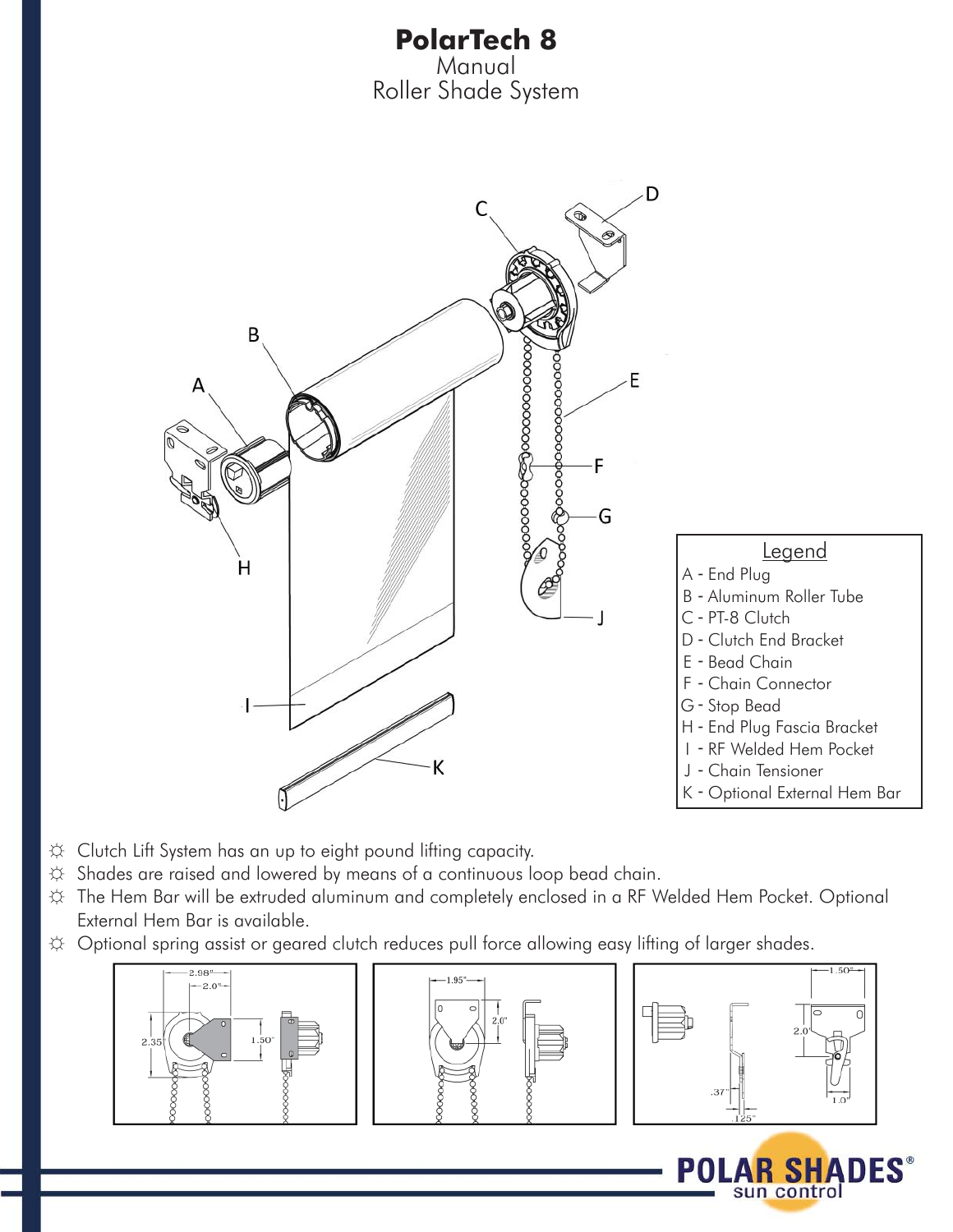# PolarTech 8

Manual
Roller Shade System

**Legend**

- A - End Plug
- B - Aluminum Roller Tube
- C - PT-8 Clutch
- D - Clutch End Bracket
- E - Bead Chain
- F - Chain Connector
- G - Stop Bead
- H - End Plug Fascia Bracket
- I - RF Welded Hem Pocket
- J - Chain Tensioner
- K - Optional External Hem Bar

- Clutch Lift System has an up to eight pound lifting capacity.
- Shades are raised and lowered by means of a continuous loop bead chain.
- The Hem Bar will be extruded aluminum and completely enclosed in a RF Welded Hem Pocket. Optional External Hem Bar is available.
- Optional spring assist or geared clutch reduces pull force allowing easy lifting of larger shades.

POLAR SHADES® sun control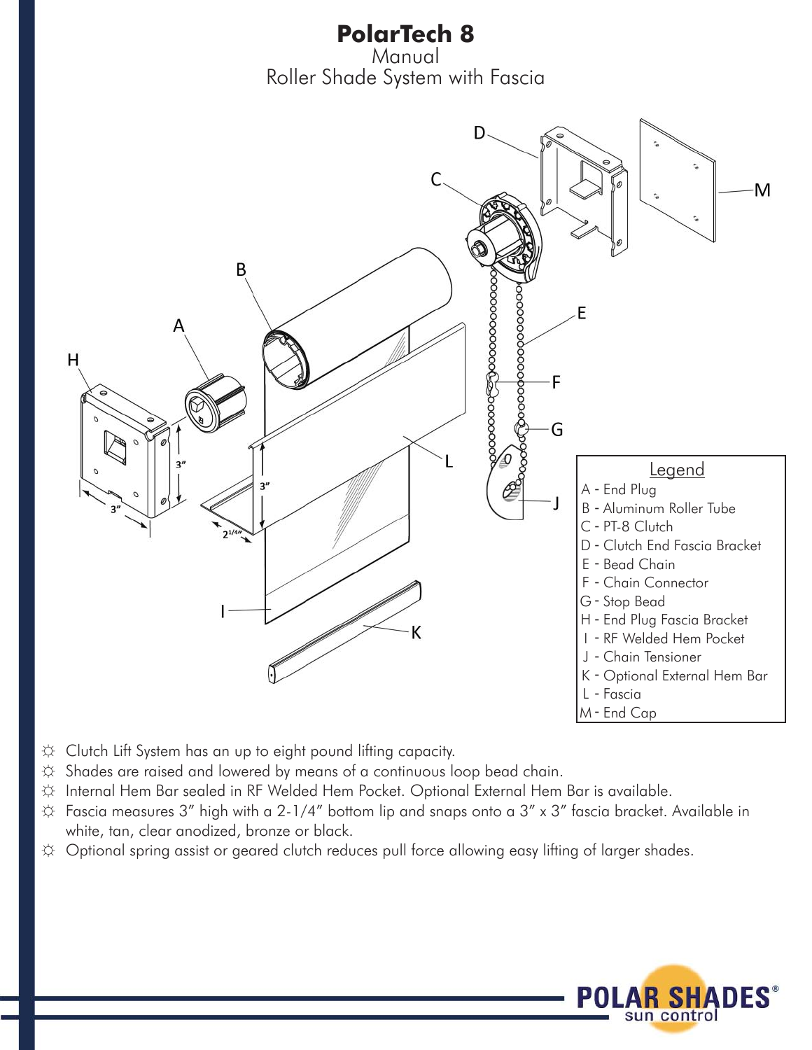# PolarTech 8

Manual

Roller Shade System with Fascia

**Legend**

- A - End Plug
- B - Aluminum Roller Tube
- C - PT-8 Clutch
- D - Clutch End Fascia Bracket
- E - Bead Chain
- F - Chain Connector
- G - Stop Bead
- H - End Plug Fascia Bracket
- I - RF Welded Hem Pocket
- J - Chain Tensioner
- K - Optional External Hem Bar
- L - Fascia
- M - End Cap

- Clutch Lift System has an up to eight pound lifting capacity.
- Shades are raised and lowered by means of a continuous loop bead chain.
- Internal Hem Bar sealed in RF Welded Hem Pocket. Optional External Hem Bar is available.
- Fascia measures 3” high with a 2-1/4” bottom lip and snaps onto a 3” x 3” fascia bracket. Available in white, tan, clear anodized, bronze or black.
- Optional spring assist or geared clutch reduces pull force allowing easy lifting of larger shades.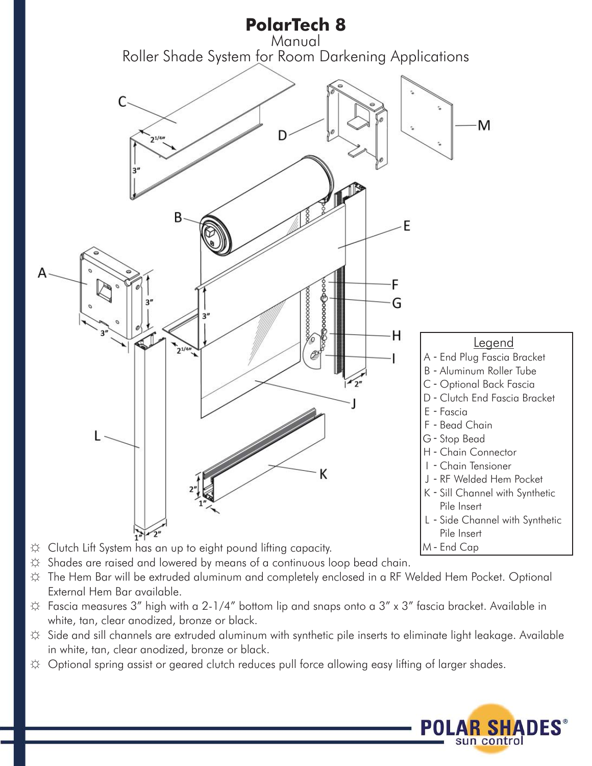# PolarTech 8

Manual

Roller Shade System for Room Darkening Applications

**Legend**

- A - End Plug Fascia Bracket
- B - Aluminum Roller Tube
- C - Optional Back Fascia
- D - Clutch End Fascia Bracket
- E - Fascia
- F - Bead Chain
- G - Stop Bead
- H - Chain Connector
- I - Chain Tensioner
- J - RF Welded Hem Pocket
- K - Sill Channel with Synthetic Pile Insert
- L - Side Channel with Synthetic Pile Insert
- M - End Cap

- ☼ Clutch Lift System has an up to eight pound lifting capacity.
- ☼ Shades are raised and lowered by means of a continuous loop bead chain.
- ☼ The Hem Bar will be extruded aluminum and completely enclosed in a RF Welded Hem Pocket. Optional External Hem Bar available.
- ☼ Fascia measures 3" high with a 2-1/4" bottom lip and snaps onto a 3" x 3" fascia bracket. Available in white, tan, clear anodized, bronze or black.
- ☼ Side and sill channels are extruded aluminum with synthetic pile inserts to eliminate light leakage. Available in white, tan, clear anodized, bronze or black.
- ☼ Optional spring assist or geared clutch reduces pull force allowing easy lifting of larger shades.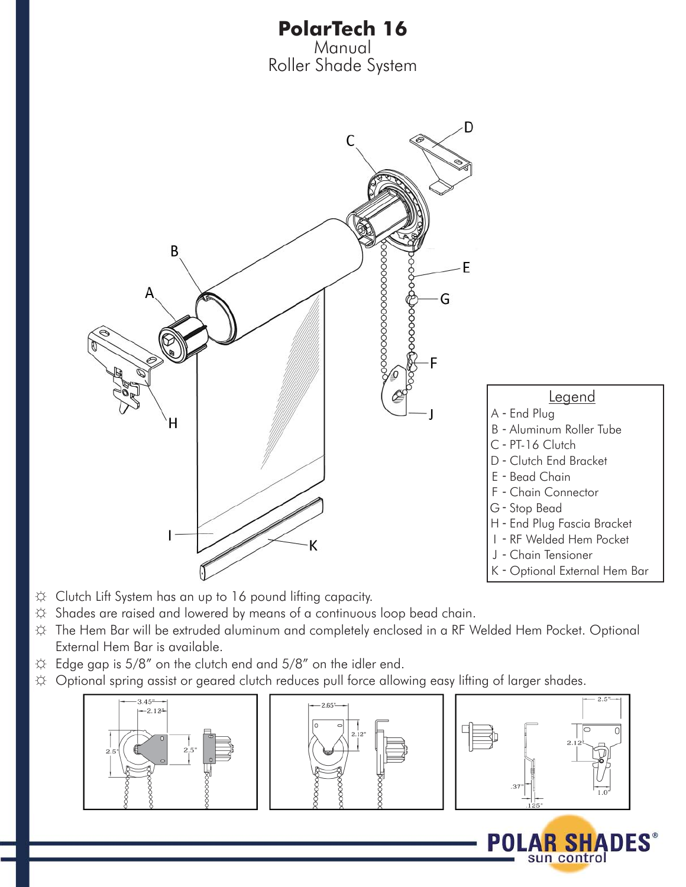# PolarTech 16

Manual
Roller Shade System

**Legend**

- A - End Plug
- B - Aluminum Roller Tube
- C - PT-16 Clutch
- D - Clutch End Bracket
- E - Bead Chain
- F - Chain Connector
- G - Stop Bead
- H - End Plug Fascia Bracket
- I - RF Welded Hem Pocket
- J - Chain Tensioner
- K - Optional External Hem Bar

- ☼ Clutch Lift System has an up to 16 pound lifting capacity.
- ☼ Shades are raised and lowered by means of a continuous loop bead chain.
- ☼ The Hem Bar will be extruded aluminum and completely enclosed in a RF Welded Hem Pocket. Optional External Hem Bar is available.
- ☼ Edge gap is 5/8" on the clutch end and 5/8" on the idler end.
- ☼ Optional spring assist or geared clutch reduces pull force allowing easy lifting of larger shades.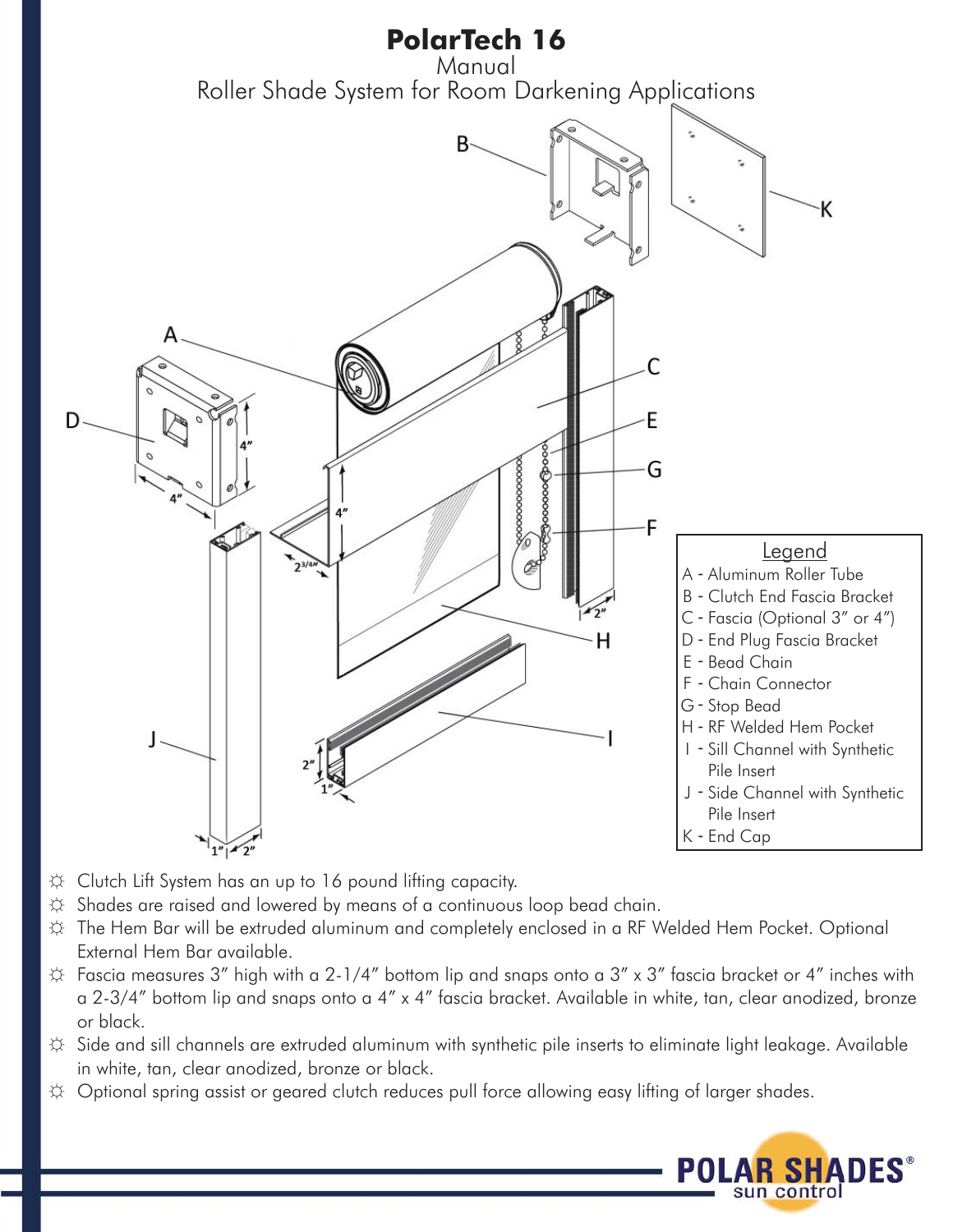# PolarTech 16

Manual

Roller Shade System for Room Darkening Applications

Legend

- A - Aluminum Roller Tube
- B - Clutch End Fascia Bracket
- C - Fascia (Optional 3" or 4")
- D - End Plug Fascia Bracket
- E - Bead Chain
- F - Chain Connector
- G - Stop Bead
- H - RF Welded Hem Pocket
- I - Sill Channel with Synthetic Pile Insert
- J - Side Channel with Synthetic Pile Insert
- K - End Cap

- Clutch Lift System has an up to 16 pound lifting capacity.
- Shades are raised and lowered by means of a continuous loop bead chain.
- The Hem Bar will be extruded aluminum and completely enclosed in a RF Welded Hem Pocket. Optional External Hem Bar available.
- Fascia measures 3" high with a 2-1/4" bottom lip and snaps onto a 3" x 3" fascia bracket or 4" inches with a 2-3/4" bottom lip and snaps onto a 4" x 4" fascia bracket. Available in white, tan, clear anodized, bronze or black.
- Side and sill channels are extruded aluminum with synthetic pile inserts to eliminate light leakage. Available in white, tan, clear anodized, bronze or black.
- Optional spring assist or geared clutch reduces pull force allowing easy lifting of larger shades.

POLAR SHADES® sun control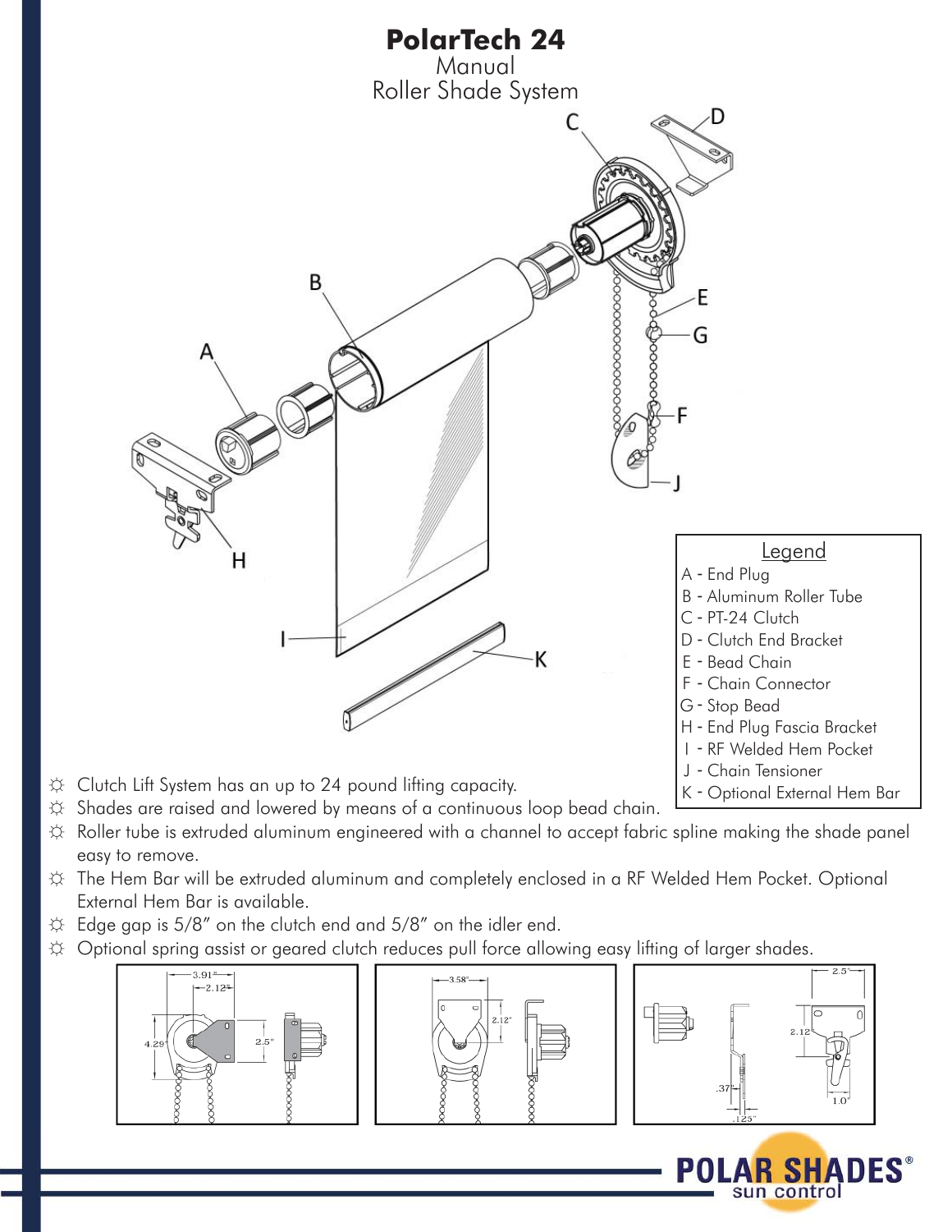# PolarTech 24

Manual
Roller Shade System

**Legend**

- A - End Plug
- B - Aluminum Roller Tube
- C - PT-24 Clutch
- D - Clutch End Bracket
- E - Bead Chain
- F - Chain Connector
- G - Stop Bead
- H - End Plug Fascia Bracket
- I - RF Welded Hem Pocket
- J - Chain Tensioner
- K - Optional External Hem Bar

- Clutch Lift System has an up to 24 pound lifting capacity.
- Shades are raised and lowered by means of a continuous loop bead chain.
- Roller tube is extruded aluminum engineered with a channel to accept fabric spline making the shade panel easy to remove.
- The Hem Bar will be extruded aluminum and completely enclosed in a RF Welded Hem Pocket. Optional External Hem Bar is available.
- Edge gap is 5/8" on the clutch end and 5/8" on the idler end.
- Optional spring assist or geared clutch reduces pull force allowing easy lifting of larger shades.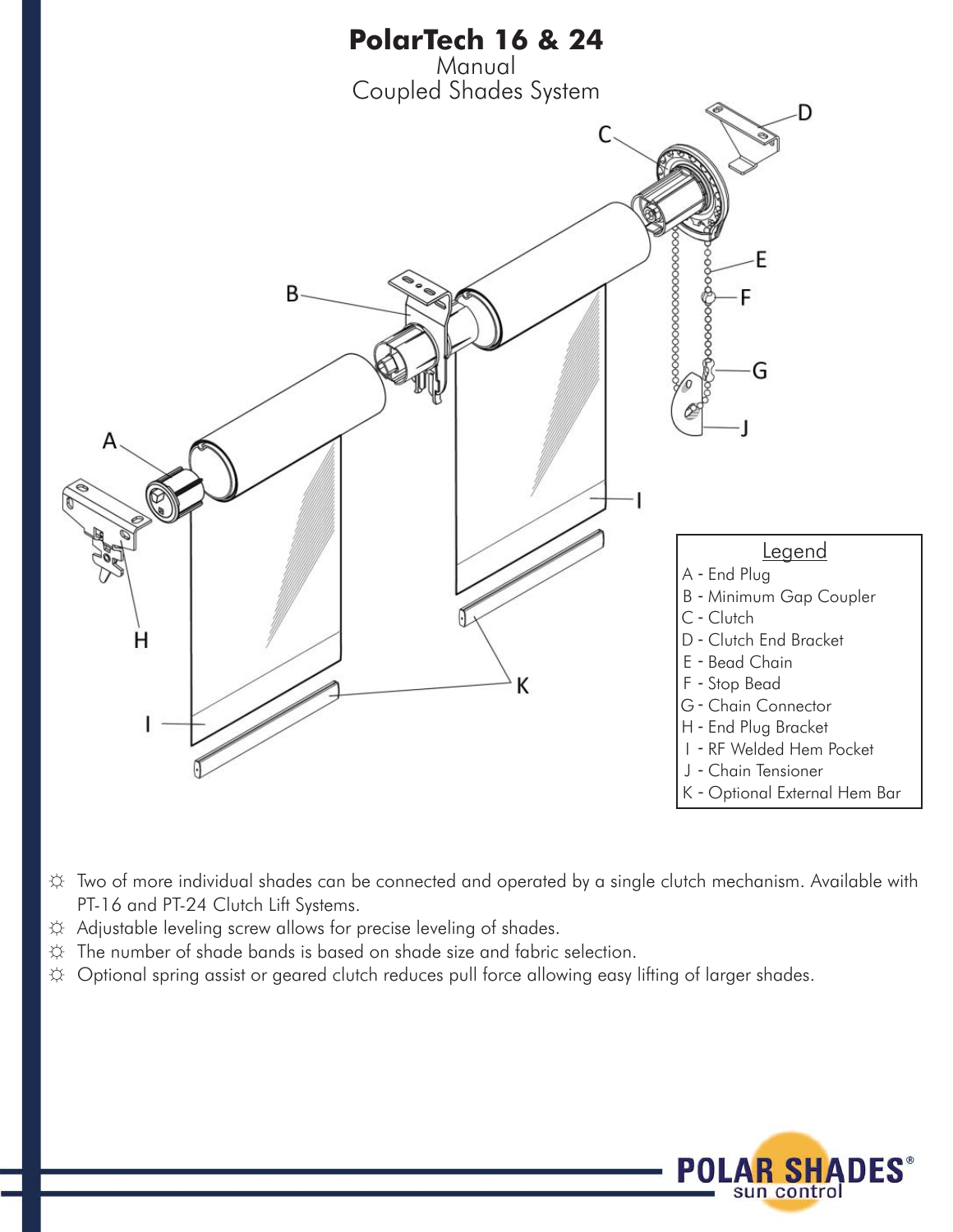# PolarTech 16 & 24

Manual

Coupled Shades System

**Legend**

A - End Plug
B - Minimum Gap Coupler
C - Clutch
D - Clutch End Bracket
E - Bead Chain
F - Stop Bead
G - Chain Connector
H - End Plug Bracket
I - RF Welded Hem Pocket
J - Chain Tensioner
K - Optional External Hem Bar

- Two of more individual shades can be connected and operated by a single clutch mechanism. Available with PT-16 and PT-24 Clutch Lift Systems.
- Adjustable leveling screw allows for precise leveling of shades.
- The number of shade bands is based on shade size and fabric selection.
- Optional spring assist or geared clutch reduces pull force allowing easy lifting of larger shades.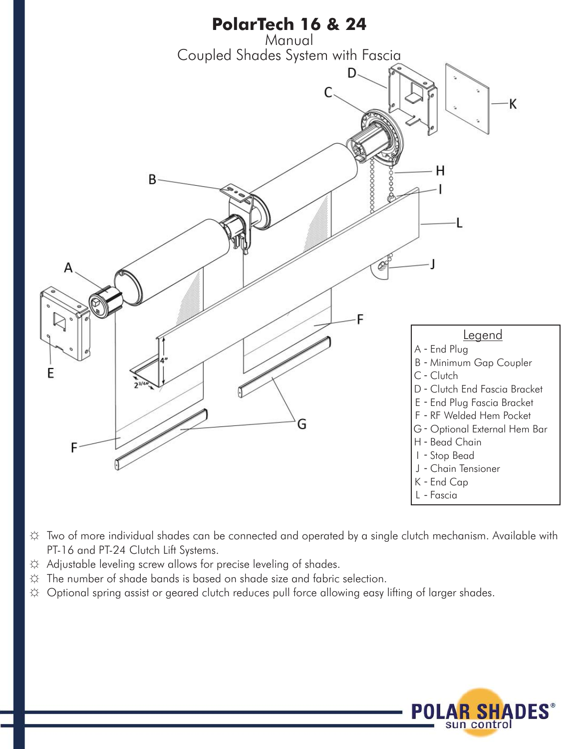# PolarTech 16 & 24

Manual

Coupled Shades System with Fascia

**Legend**

- A - End Plug
- B - Minimum Gap Coupler
- C - Clutch
- D - Clutch End Fascia Bracket
- E - End Plug Fascia Bracket
- F - RF Welded Hem Pocket
- G - Optional External Hem Bar
- H - Bead Chain
- I - Stop Bead
- J - Chain Tensioner
- K - End Cap
- L - Fascia

- ☼ Two of more individual shades can be connected and operated by a single clutch mechanism. Available with PT-16 and PT-24 Clutch Lift Systems.
- ☼ Adjustable leveling screw allows for precise leveling of shades.
- ☼ The number of shade bands is based on shade size and fabric selection.
- ☼ Optional spring assist or geared clutch reduces pull force allowing easy lifting of larger shades.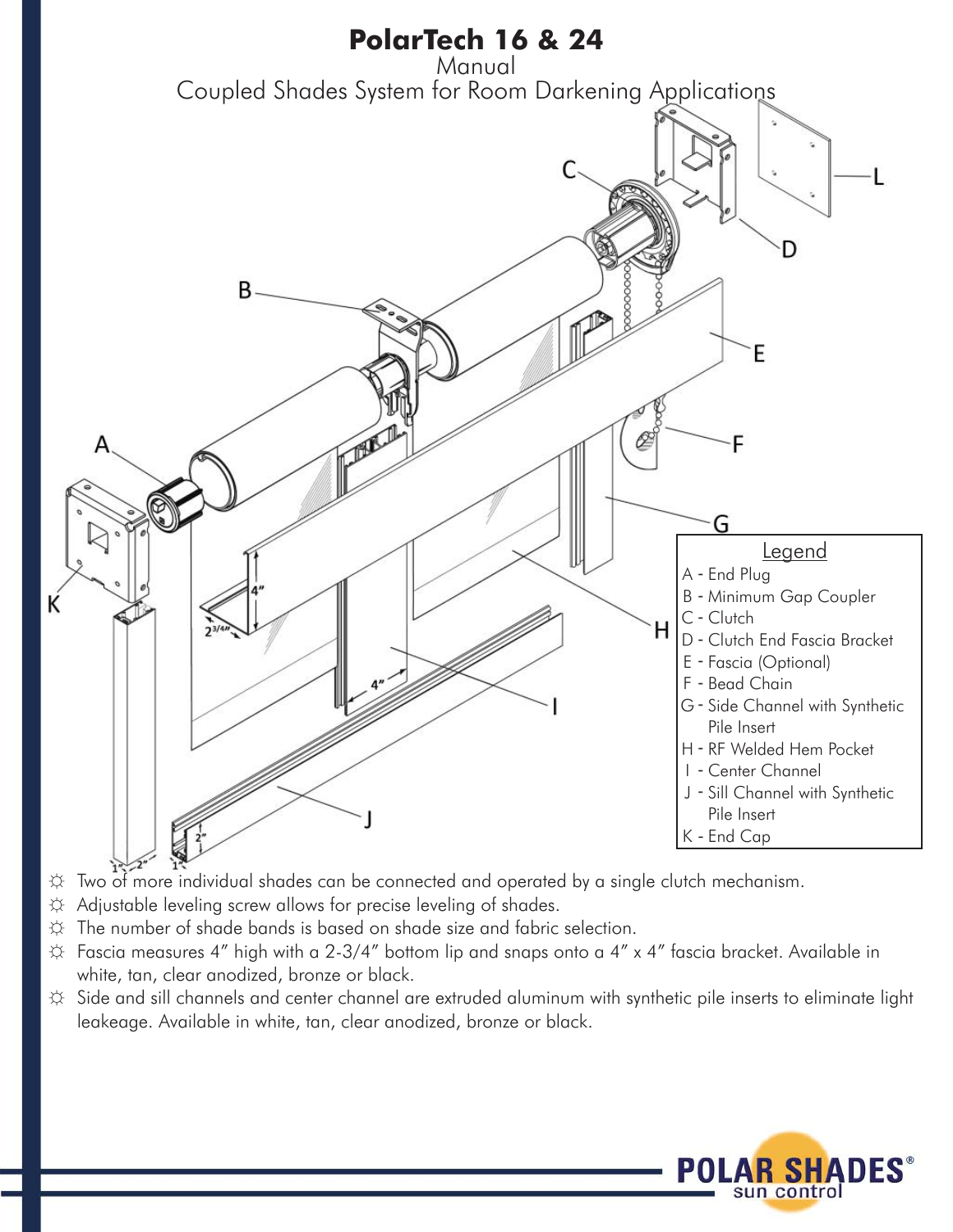# PolarTech 16 & 24

Manual

Coupled Shades System for Room Darkening Applications

C

L

D

B

E

A

F

G

K

4"

2 3/4"

H

4"

I

J

2"

1" 2" 1"

Legend

A - End Plug
B - Minimum Gap Coupler
C - Clutch
D - Clutch End Fascia Bracket
E - Fascia (Optional)
F - Bead Chain
G - Side Channel with Synthetic Pile Insert
H - RF Welded Hem Pocket
I - Center Channel
J - Sill Channel with Synthetic Pile Insert
K - End Cap

- Two of more individual shades can be connected and operated by a single clutch mechanism.
- Adjustable leveling screw allows for precise leveling of shades.
- The number of shade bands is based on shade size and fabric selection.
- Fascia measures 4" high with a 2-3/4" bottom lip and snaps onto a 4" x 4" fascia bracket. Available in white, tan, clear anodized, bronze or black.
- Side and sill channels and center channel are extruded aluminum with synthetic pile inserts to eliminate light leakeage. Available in white, tan, clear anodized, bronze or black.

POLAR SHADES®
sun control